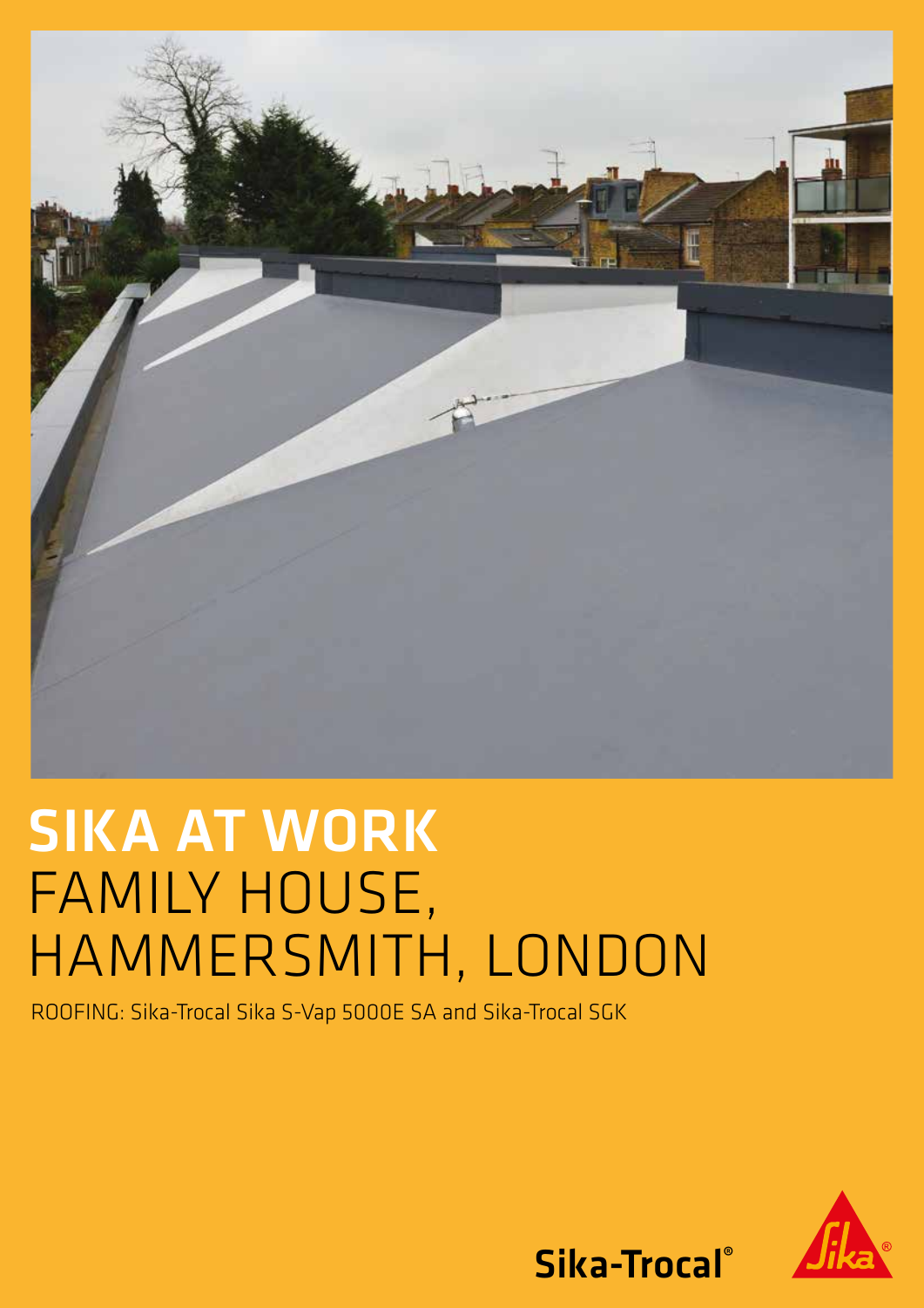# SIKA AT WORK
# FAMILY HOUSE, HAMMERSMITH, LONDON

ROOFING: Sika-Trocal Sika S-Vap 5000E SA and Sika-Trocal SGK

Sika-Trocal®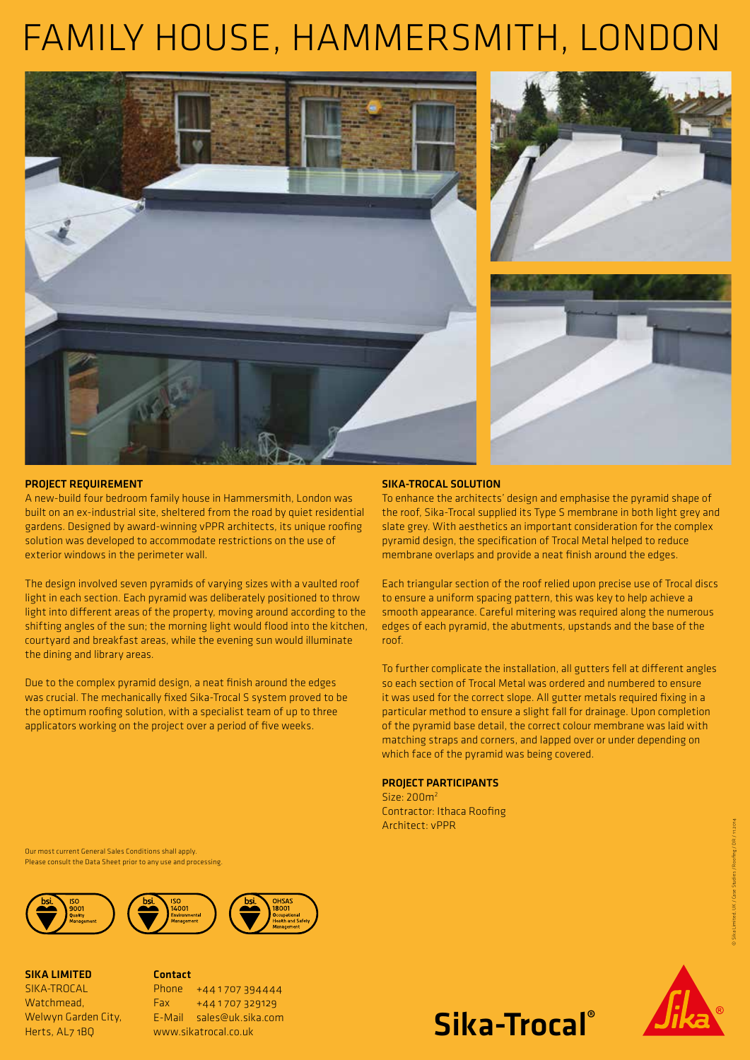# FAMILY HOUSE, HAMMERSMITH, LONDON

## PROJECT REQUIREMENT

A new-build four bedroom family house in Hammersmith, London was built on an ex-industrial site, sheltered from the road by quiet residential gardens. Designed by award-winning vPPR architects, its unique roofing solution was developed to accommodate restrictions on the use of exterior windows in the perimeter wall.

The design involved seven pyramids of varying sizes with a vaulted roof light in each section. Each pyramid was deliberately positioned to throw light into different areas of the property, moving around according to the shifting angles of the sun; the morning light would flood into the kitchen, courtyard and breakfast areas, while the evening sun would illuminate the dining and library areas.

Due to the complex pyramid design, a neat finish around the edges was crucial. The mechanically fixed Sika-Trocal S system proved to be the optimum roofing solution, with a specialist team of up to three applicators working on the project over a period of five weeks.

## SIKA-TROCAL SOLUTION

To enhance the architects' design and emphasise the pyramid shape of the roof, Sika-Trocal supplied its Type S membrane in both light grey and slate grey. With aesthetics an important consideration for the complex pyramid design, the specification of Trocal Metal helped to reduce membrane overlaps and provide a neat finish around the edges.

Each triangular section of the roof relied upon precise use of Trocal discs to ensure a uniform spacing pattern, this was key to help achieve a smooth appearance. Careful mitering was required along the numerous edges of each pyramid, the abutments, upstands and the base of the roof.

To further complicate the installation, all gutters fell at different angles so each section of Trocal Metal was ordered and numbered to ensure it was used for the correct slope. All gutter metals required fixing in a particular method to ensure a slight fall for drainage. Upon completion of the pyramid base detail, the correct colour membrane was laid with matching straps and corners, and lapped over or under depending on which face of the pyramid was being covered.

## PROJECT PARTICIPANTS

Size: 200m$^2$
Contractor: Ithaca Roofing
Architect: vPPR

Our most current General Sales Conditions shall apply.
Please consult the Data Sheet prior to any use and processing.

bsi. ISO 9001 Quality Management
bsi. ISO 14001 Environmental Management
bsi. OHSAS 18001 Occupational Health and Safety Management

**SIKA LIMITED**
SIKA-TROCAL
Watchmead,
Welwyn Garden City,
Herts, AL7 1BQ

**Contact**
Phone +44 1707 394444
Fax +44 1707 329129
E-Mail sales@uk.sika.com
www.sikatrocal.co.uk

**Sika-Trocal®**

© Sika Limited, UK / Case Studies / Roofing / DR / 11.2014